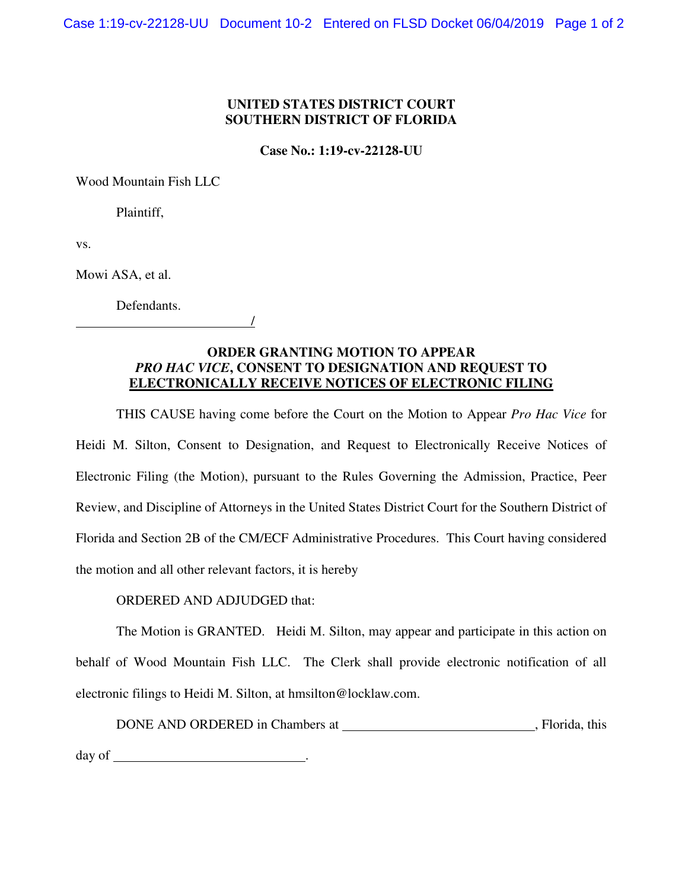**UNITED STATES DISTRICT COURT**
**SOUTHERN DISTRICT OF FLORIDA**

**Case No.: 1:19-cv-22128-UU**

Wood Mountain Fish LLC

Plaintiff,

vs.

Mowi ASA, et al.

Defendants.

\_\_\_\_\_\_\_\_\_\_\_\_\_\_\_\_\_\_\_\_\_\_\_\_\_\_\_/

**ORDER GRANTING MOTION TO APPEAR *PRO HAC VICE*, CONSENT TO DESIGNATION AND REQUEST TO ELECTRONICALLY RECEIVE NOTICES OF ELECTRONIC FILING**

THIS CAUSE having come before the Court on the Motion to Appear *Pro Hac Vice* for Heidi M. Silton, Consent to Designation, and Request to Electronically Receive Notices of Electronic Filing (the Motion), pursuant to the Rules Governing the Admission, Practice, Peer Review, and Discipline of Attorneys in the United States District Court for the Southern District of Florida and Section 2B of the CM/ECF Administrative Procedures. This Court having considered the motion and all other relevant factors, it is hereby

ORDERED AND ADJUDGED that:

The Motion is GRANTED. Heidi M. Silton, may appear and participate in this action on behalf of Wood Mountain Fish LLC. The Clerk shall provide electronic notification of all electronic filings to Heidi M. Silton, at hmsilton@locklaw.com.

DONE AND ORDERED in Chambers at \_\_\_\_\_\_\_\_\_\_\_\_\_\_\_\_\_\_\_\_\_\_\_\_\_\_\_\_, Florida, this day of \_\_\_\_\_\_\_\_\_\_\_\_\_\_\_\_\_\_\_\_\_\_\_\_\_\_\_\_.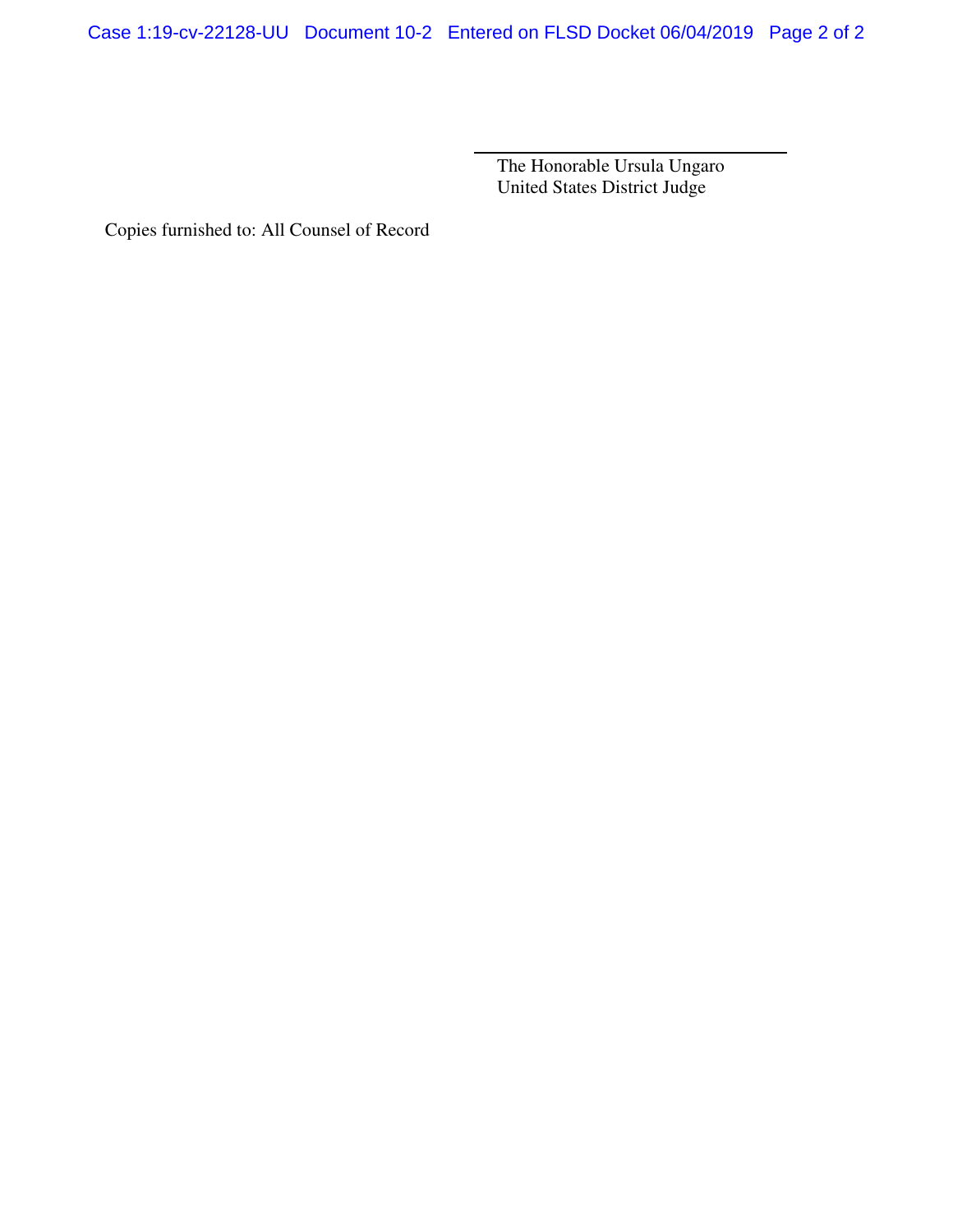______________________________
The Honorable Ursula Ungaro
United States District Judge

Copies furnished to: All Counsel of Record